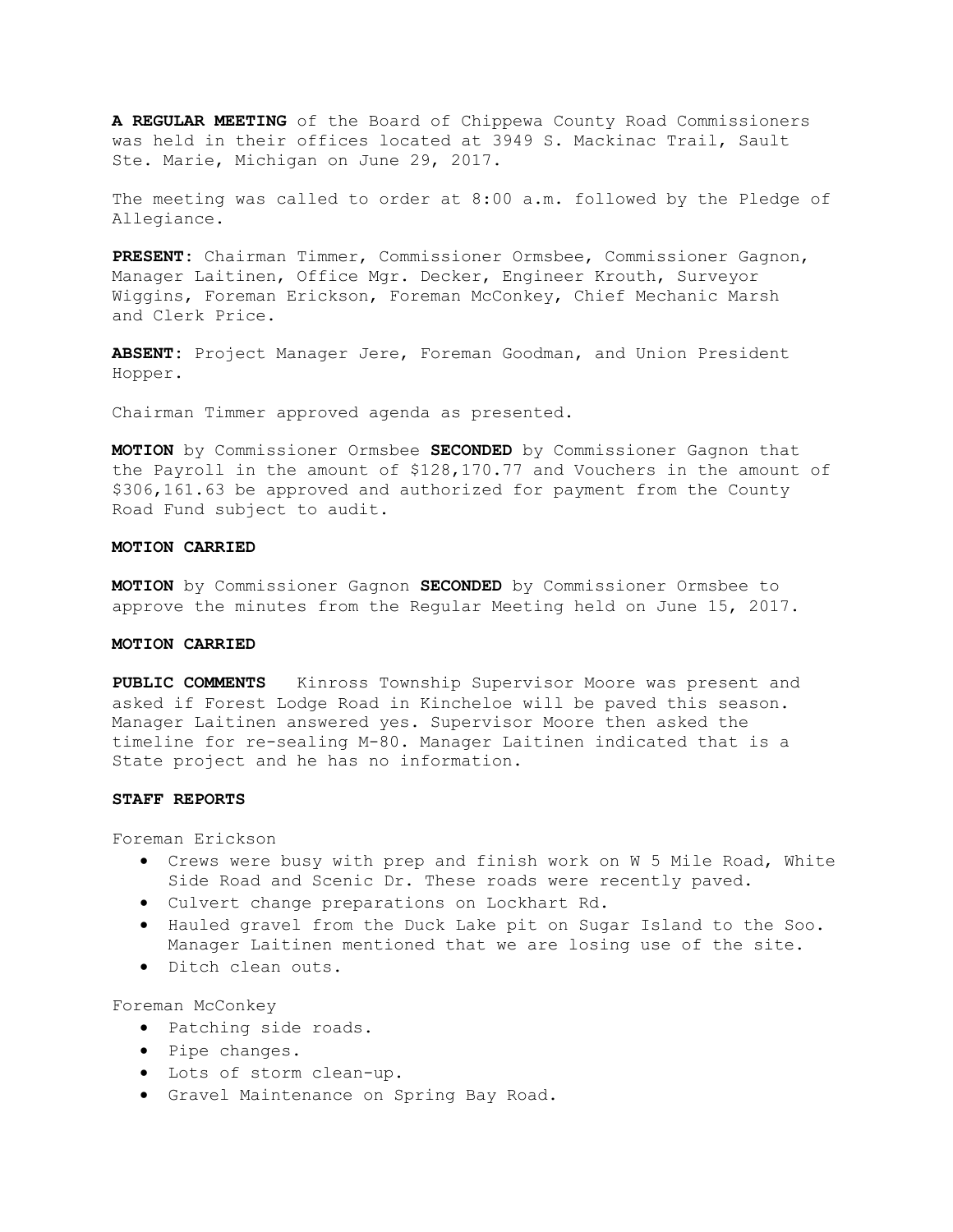**A REGULAR MEETING** of the Board of Chippewa County Road Commissioners was held in their offices located at 3949 S. Mackinac Trail, Sault Ste. Marie, Michigan on June 29, 2017.

The meeting was called to order at 8:00 a.m. followed by the Pledge of Allegiance.

**PRESENT**: Chairman Timmer, Commissioner Ormsbee, Commissioner Gagnon, Manager Laitinen, Office Mgr. Decker, Engineer Krouth, Surveyor Wiggins, Foreman Erickson, Foreman McConkey, Chief Mechanic Marsh and Clerk Price.

**ABSENT**: Project Manager Jere, Foreman Goodman, and Union President Hopper.

Chairman Timmer approved agenda as presented.

**MOTION** by Commissioner Ormsbee **SECONDED** by Commissioner Gagnon that the Payroll in the amount of $128,170.77 and Vouchers in the amount of $306,161.63 be approved and authorized for payment from the County Road Fund subject to audit.

**MOTION CARRIED**

**MOTION** by Commissioner Gagnon **SECONDED** by Commissioner Ormsbee to approve the minutes from the Regular Meeting held on June 15, 2017.

**MOTION CARRIED**

**PUBLIC COMMENTS** Kinross Township Supervisor Moore was present and asked if Forest Lodge Road in Kincheloe will be paved this season. Manager Laitinen answered yes. Supervisor Moore then asked the timeline for re-sealing M-80. Manager Laitinen indicated that is a State project and he has no information.

**STAFF REPORTS**

Foreman Erickson

- Crews were busy with prep and finish work on W 5 Mile Road, White Side Road and Scenic Dr. These roads were recently paved.
- Culvert change preparations on Lockhart Rd.
- Hauled gravel from the Duck Lake pit on Sugar Island to the Soo. Manager Laitinen mentioned that we are losing use of the site.
- Ditch clean outs.

Foreman McConkey

- Patching side roads.
- Pipe changes.
- Lots of storm clean-up.
- Gravel Maintenance on Spring Bay Road.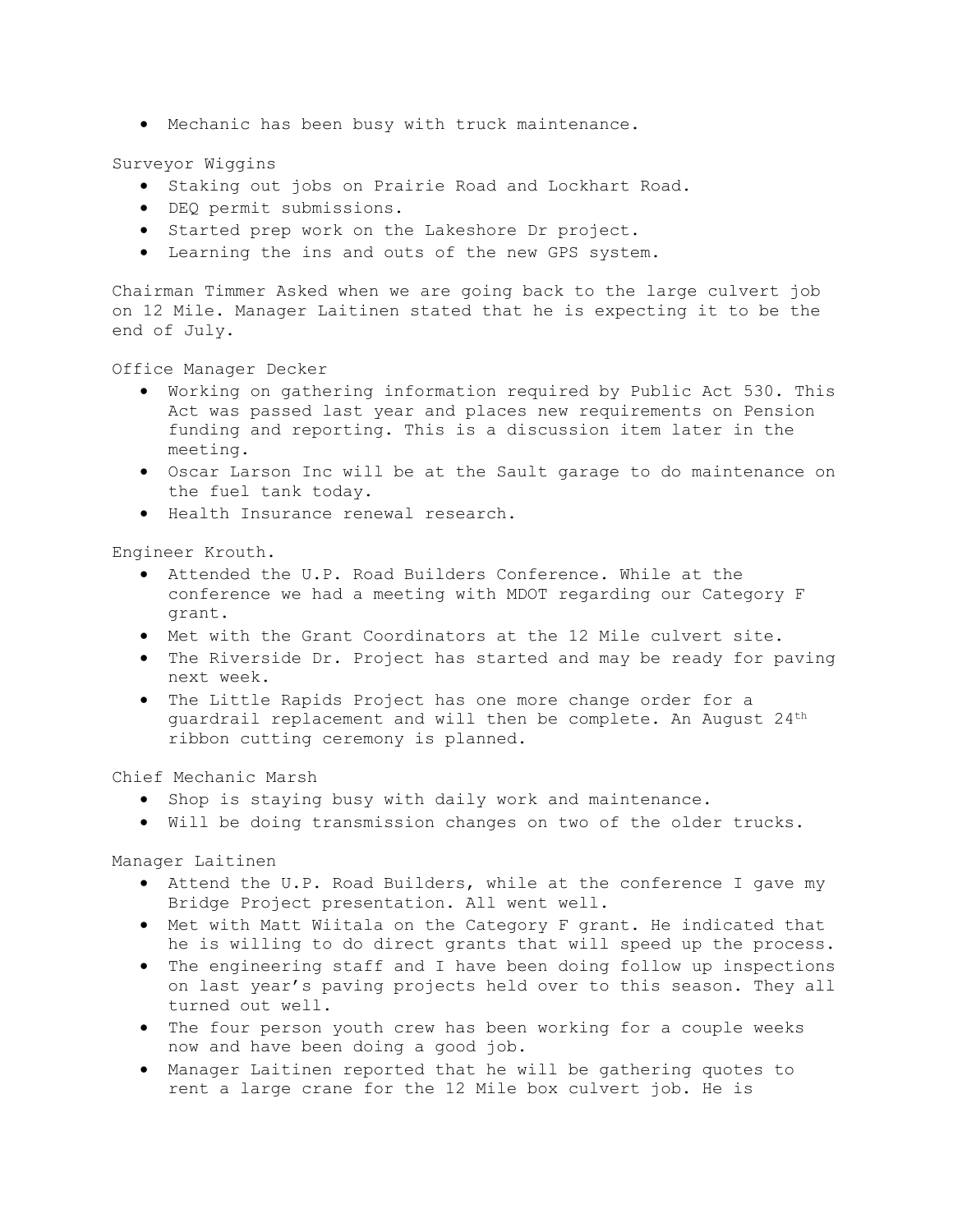- Mechanic has been busy with truck maintenance.

Surveyor Wiggins

- Staking out jobs on Prairie Road and Lockhart Road.
- DEQ permit submissions.
- Started prep work on the Lakeshore Dr project.
- Learning the ins and outs of the new GPS system.

Chairman Timmer Asked when we are going back to the large culvert job on 12 Mile. Manager Laitinen stated that he is expecting it to be the end of July.

Office Manager Decker

- Working on gathering information required by Public Act 530. This Act was passed last year and places new requirements on Pension funding and reporting. This is a discussion item later in the meeting.
- Oscar Larson Inc will be at the Sault garage to do maintenance on the fuel tank today.
- Health Insurance renewal research.

Engineer Krouth.

- Attended the U.P. Road Builders Conference. While at the conference we had a meeting with MDOT regarding our Category F grant.
- Met with the Grant Coordinators at the 12 Mile culvert site.
- The Riverside Dr. Project has started and may be ready for paving next week.
- The Little Rapids Project has one more change order for a guardrail replacement and will then be complete. An August 24th ribbon cutting ceremony is planned.

Chief Mechanic Marsh

- Shop is staying busy with daily work and maintenance.
- Will be doing transmission changes on two of the older trucks.

Manager Laitinen

- Attend the U.P. Road Builders, while at the conference I gave my Bridge Project presentation. All went well.
- Met with Matt Wiitala on the Category F grant. He indicated that he is willing to do direct grants that will speed up the process.
- The engineering staff and I have been doing follow up inspections on last year's paving projects held over to this season. They all turned out well.
- The four person youth crew has been working for a couple weeks now and have been doing a good job.
- Manager Laitinen reported that he will be gathering quotes to rent a large crane for the 12 Mile box culvert job. He is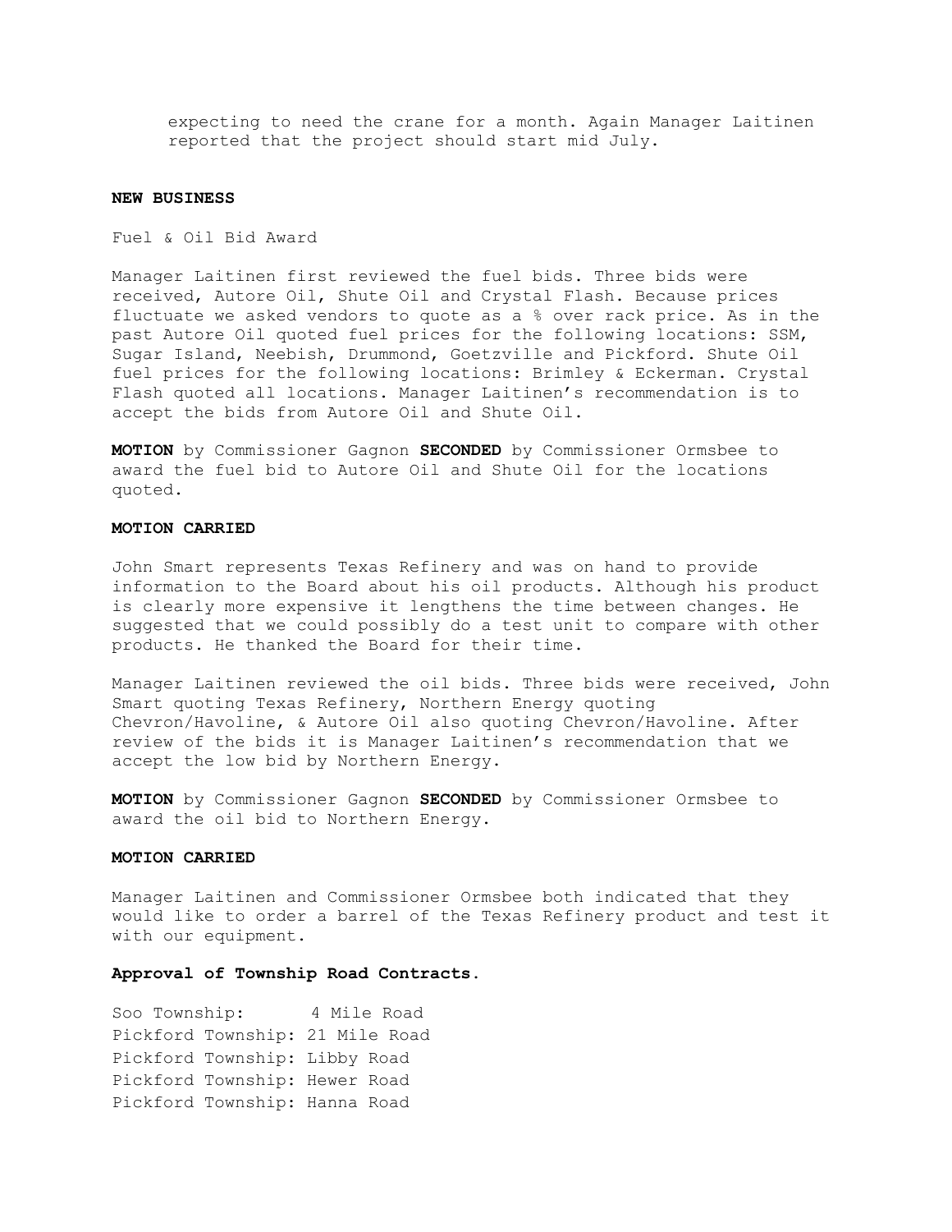expecting to need the crane for a month. Again Manager Laitinen reported that the project should start mid July.

**NEW BUSINESS**

Fuel & Oil Bid Award

Manager Laitinen first reviewed the fuel bids. Three bids were received, Autore Oil, Shute Oil and Crystal Flash. Because prices fluctuate we asked vendors to quote as a % over rack price. As in the past Autore Oil quoted fuel prices for the following locations: SSM, Sugar Island, Neebish, Drummond, Goetzville and Pickford. Shute Oil fuel prices for the following locations: Brimley & Eckerman. Crystal Flash quoted all locations. Manager Laitinen's recommendation is to accept the bids from Autore Oil and Shute Oil.

**MOTION** by Commissioner Gagnon **SECONDED** by Commissioner Ormsbee to award the fuel bid to Autore Oil and Shute Oil for the locations quoted.

**MOTION CARRIED**

John Smart represents Texas Refinery and was on hand to provide information to the Board about his oil products. Although his product is clearly more expensive it lengthens the time between changes. He suggested that we could possibly do a test unit to compare with other products. He thanked the Board for their time.

Manager Laitinen reviewed the oil bids. Three bids were received, John Smart quoting Texas Refinery, Northern Energy quoting Chevron/Havoline, & Autore Oil also quoting Chevron/Havoline. After review of the bids it is Manager Laitinen's recommendation that we accept the low bid by Northern Energy.

**MOTION** by Commissioner Gagnon **SECONDED** by Commissioner Ormsbee to award the oil bid to Northern Energy.

**MOTION CARRIED**

Manager Laitinen and Commissioner Ormsbee both indicated that they would like to order a barrel of the Texas Refinery product and test it with our equipment.

**Approval of Township Road Contracts.**

Soo Township: 4 Mile Road
Pickford Township: 21 Mile Road
Pickford Township: Libby Road
Pickford Township: Hewer Road
Pickford Township: Hanna Road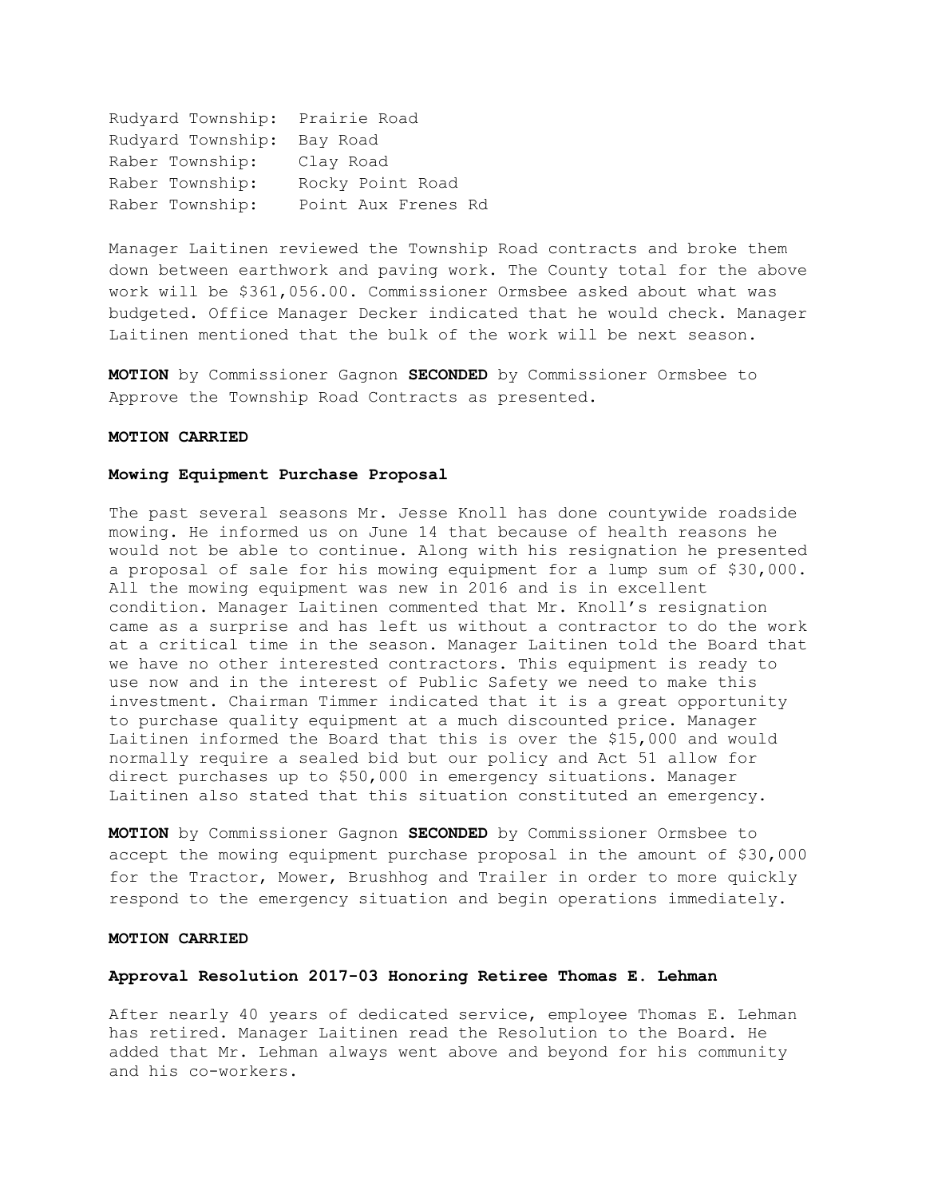Rudyard Township: Prairie Road
Rudyard Township: Bay Road
Raber Township: Clay Road
Raber Township: Rocky Point Road
Raber Township: Point Aux Frenes Rd

Manager Laitinen reviewed the Township Road contracts and broke them down between earthwork and paving work. The County total for the above work will be $361,056.00. Commissioner Ormsbee asked about what was budgeted. Office Manager Decker indicated that he would check. Manager Laitinen mentioned that the bulk of the work will be next season.

**MOTION** by Commissioner Gagnon **SECONDED** by Commissioner Ormsbee to Approve the Township Road Contracts as presented.

**MOTION CARRIED**

**Mowing Equipment Purchase Proposal**

The past several seasons Mr. Jesse Knoll has done countywide roadside mowing. He informed us on June 14 that because of health reasons he would not be able to continue. Along with his resignation he presented a proposal of sale for his mowing equipment for a lump sum of $30,000. All the mowing equipment was new in 2016 and is in excellent condition. Manager Laitinen commented that Mr. Knoll's resignation came as a surprise and has left us without a contractor to do the work at a critical time in the season. Manager Laitinen told the Board that we have no other interested contractors. This equipment is ready to use now and in the interest of Public Safety we need to make this investment. Chairman Timmer indicated that it is a great opportunity to purchase quality equipment at a much discounted price. Manager Laitinen informed the Board that this is over the $15,000 and would normally require a sealed bid but our policy and Act 51 allow for direct purchases up to $50,000 in emergency situations. Manager Laitinen also stated that this situation constituted an emergency.

**MOTION** by Commissioner Gagnon **SECONDED** by Commissioner Ormsbee to accept the mowing equipment purchase proposal in the amount of $30,000 for the Tractor, Mower, Brushhog and Trailer in order to more quickly respond to the emergency situation and begin operations immediately.

**MOTION CARRIED**

**Approval Resolution 2017-03 Honoring Retiree Thomas E. Lehman**

After nearly 40 years of dedicated service, employee Thomas E. Lehman has retired. Manager Laitinen read the Resolution to the Board. He added that Mr. Lehman always went above and beyond for his community and his co-workers.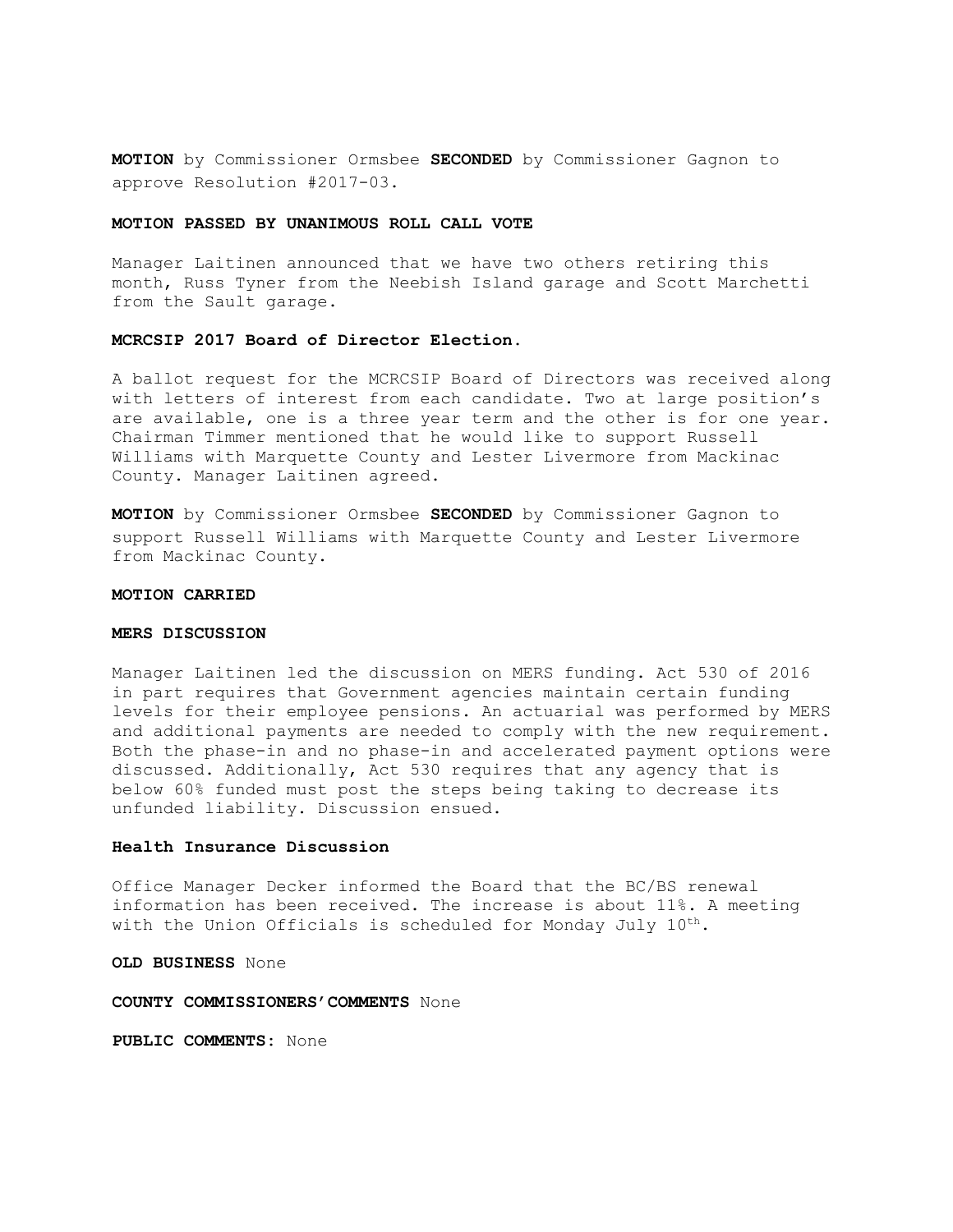**MOTION** by Commissioner Ormsbee **SECONDED** by Commissioner Gagnon to approve Resolution #2017-03.

**MOTION PASSED BY UNANIMOUS ROLL CALL VOTE**

Manager Laitinen announced that we have two others retiring this month, Russ Tyner from the Neebish Island garage and Scott Marchetti from the Sault garage.

**MCRCSIP 2017 Board of Director Election.**

A ballot request for the MCRCSIP Board of Directors was received along with letters of interest from each candidate. Two at large position's are available, one is a three year term and the other is for one year. Chairman Timmer mentioned that he would like to support Russell Williams with Marquette County and Lester Livermore from Mackinac County. Manager Laitinen agreed.

**MOTION** by Commissioner Ormsbee **SECONDED** by Commissioner Gagnon to support Russell Williams with Marquette County and Lester Livermore from Mackinac County.

**MOTION CARRIED**

**MERS DISCUSSION**

Manager Laitinen led the discussion on MERS funding. Act 530 of 2016 in part requires that Government agencies maintain certain funding levels for their employee pensions. An actuarial was performed by MERS and additional payments are needed to comply with the new requirement. Both the phase-in and no phase-in and accelerated payment options were discussed. Additionally, Act 530 requires that any agency that is below 60% funded must post the steps being taking to decrease its unfunded liability. Discussion ensued.

**Health Insurance Discussion**

Office Manager Decker informed the Board that the BC/BS renewal information has been received. The increase is about 11%. A meeting with the Union Officials is scheduled for Monday July 10th.

**OLD BUSINESS** None

**COUNTY COMMISSIONERS'COMMENTS** None

**PUBLIC COMMENTS:** None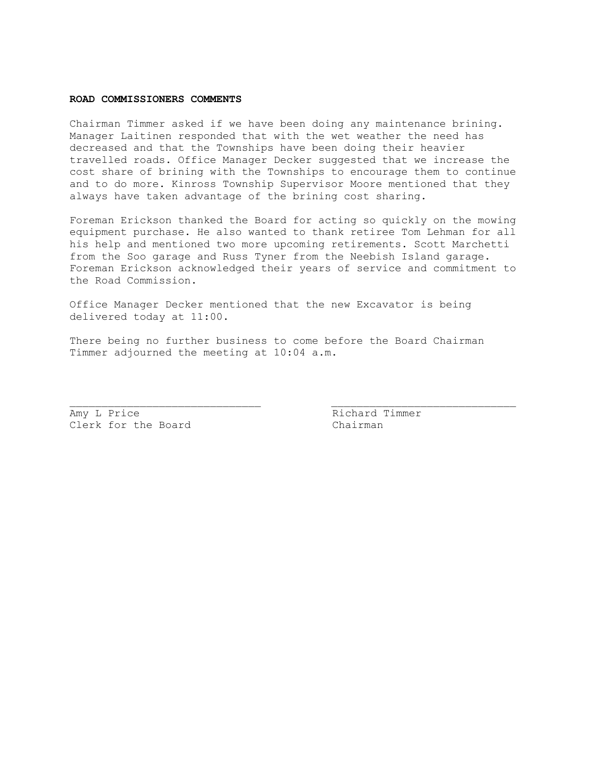**ROAD COMMISSIONERS COMMENTS**

Chairman Timmer asked if we have been doing any maintenance brining. Manager Laitinen responded that with the wet weather the need has decreased and that the Townships have been doing their heavier travelled roads. Office Manager Decker suggested that we increase the cost share of brining with the Townships to encourage them to continue and to do more. Kinross Township Supervisor Moore mentioned that they always have taken advantage of the brining cost sharing.

Foreman Erickson thanked the Board for acting so quickly on the mowing equipment purchase. He also wanted to thank retiree Tom Lehman for all his help and mentioned two more upcoming retirements. Scott Marchetti from the Soo garage and Russ Tyner from the Neebish Island garage. Foreman Erickson acknowledged their years of service and commitment to the Road Commission.

Office Manager Decker mentioned that the new Excavator is being delivered today at 11:00.

There being no further business to come before the Board Chairman Timmer adjourned the meeting at 10:04 a.m.

| | |
|---|---|
| \_\_\_\_\_\_\_\_\_\_\_\_\_\_\_\_\_\_\_\_\_\_\_\_\_\_\_\_\_\_ | \_\_\_\_\_\_\_\_\_\_\_\_\_\_\_\_\_\_\_\_\_\_\_\_\_\_\_\_\_\_ |
| Amy L Price | Richard Timmer |
| Clerk for the Board | Chairman |